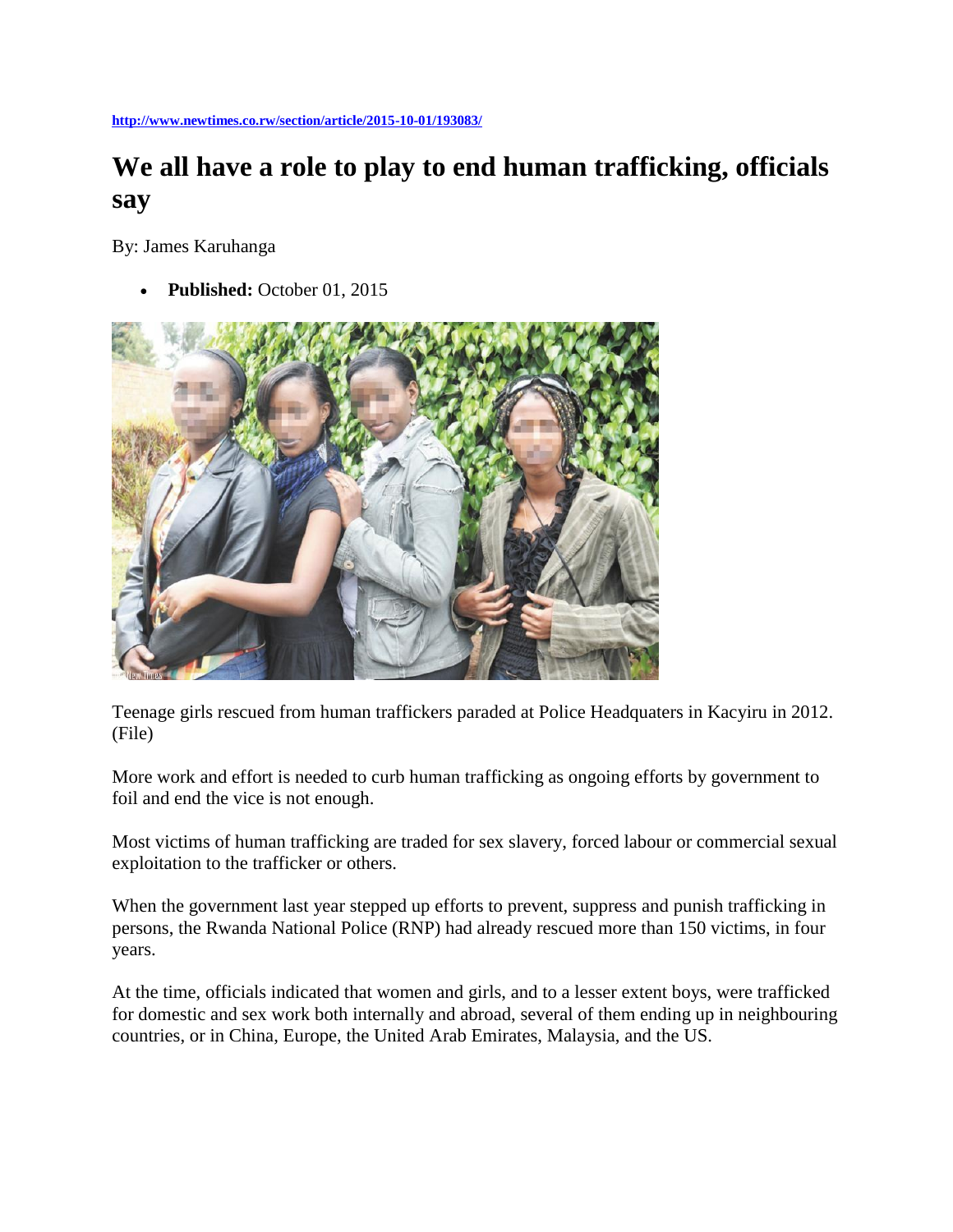http://www.newtimes.co.rw/section/article/2015-10-01/193083/

# We all have a role to play to end human trafficking, officials say

By: James Karuhanga

- **Published:** October 01, 2015

Teenage girls rescued from human traffickers paraded at Police Headquaters in Kacyiru in 2012. (File)

More work and effort is needed to curb human trafficking as ongoing efforts by government to foil and end the vice is not enough.

Most victims of human trafficking are traded for sex slavery, forced labour or commercial sexual exploitation to the trafficker or others.

When the government last year stepped up efforts to prevent, suppress and punish trafficking in persons, the Rwanda National Police (RNP) had already rescued more than 150 victims, in four years.

At the time, officials indicated that women and girls, and to a lesser extent boys, were trafficked for domestic and sex work both internally and abroad, several of them ending up in neighbouring countries, or in China, Europe, the United Arab Emirates, Malaysia, and the US.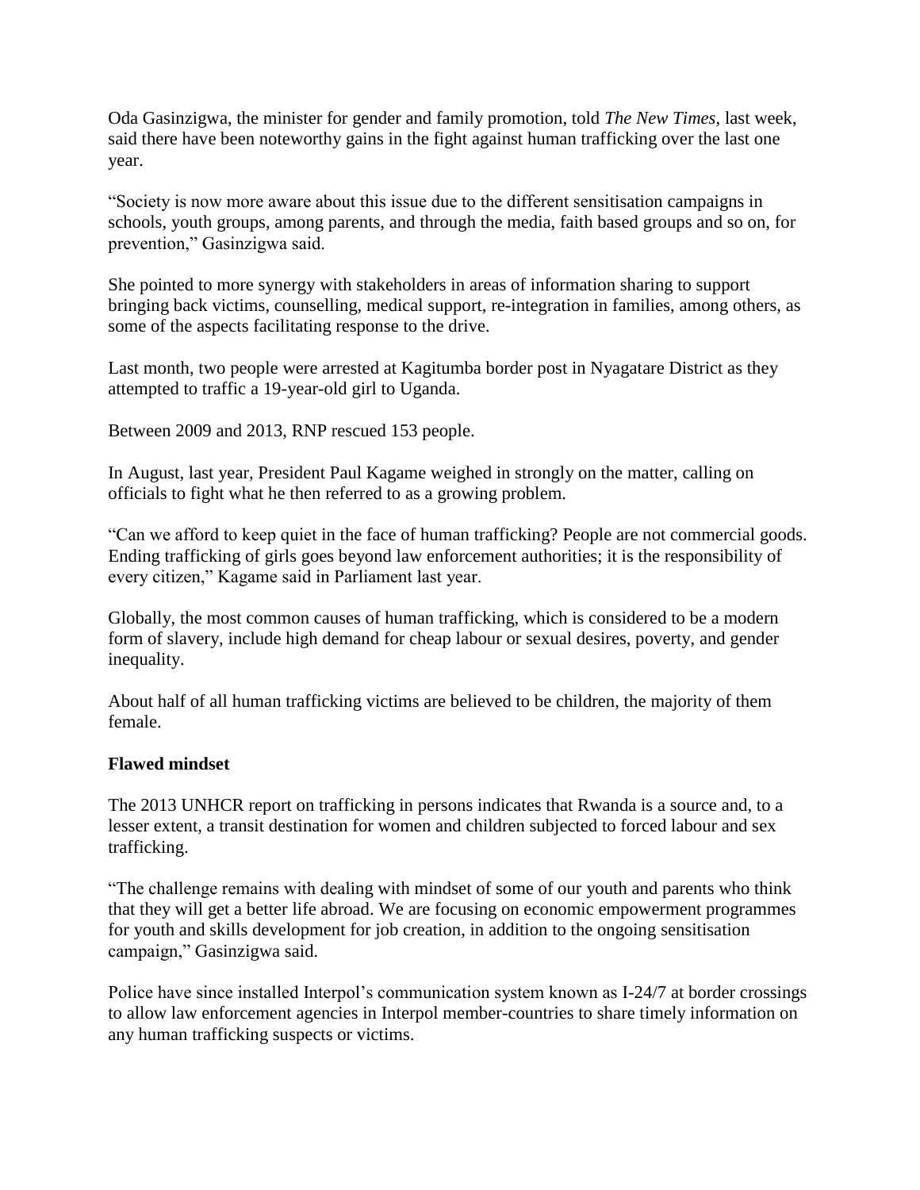Oda Gasinzigwa, the minister for gender and family promotion, told *The New Times*, last week, said there have been noteworthy gains in the fight against human trafficking over the last one year.

"Society is now more aware about this issue due to the different sensitisation campaigns in schools, youth groups, among parents, and through the media, faith based groups and so on, for prevention," Gasinzigwa said.

She pointed to more synergy with stakeholders in areas of information sharing to support bringing back victims, counselling, medical support, re-integration in families, among others, as some of the aspects facilitating response to the drive.

Last month, two people were arrested at Kagitumba border post in Nyagatare District as they attempted to traffic a 19-year-old girl to Uganda.

Between 2009 and 2013, RNP rescued 153 people.

In August, last year, President Paul Kagame weighed in strongly on the matter, calling on officials to fight what he then referred to as a growing problem.

"Can we afford to keep quiet in the face of human trafficking? People are not commercial goods. Ending trafficking of girls goes beyond law enforcement authorities; it is the responsibility of every citizen," Kagame said in Parliament last year.

Globally, the most common causes of human trafficking, which is considered to be a modern form of slavery, include high demand for cheap labour or sexual desires, poverty, and gender inequality.

About half of all human trafficking victims are believed to be children, the majority of them female.

**Flawed mindset**

The 2013 UNHCR report on trafficking in persons indicates that Rwanda is a source and, to a lesser extent, a transit destination for women and children subjected to forced labour and sex trafficking.

"The challenge remains with dealing with mindset of some of our youth and parents who think that they will get a better life abroad. We are focusing on economic empowerment programmes for youth and skills development for job creation, in addition to the ongoing sensitisation campaign," Gasinzigwa said.

Police have since installed Interpol's communication system known as I-24/7 at border crossings to allow law enforcement agencies in Interpol member-countries to share timely information on any human trafficking suspects or victims.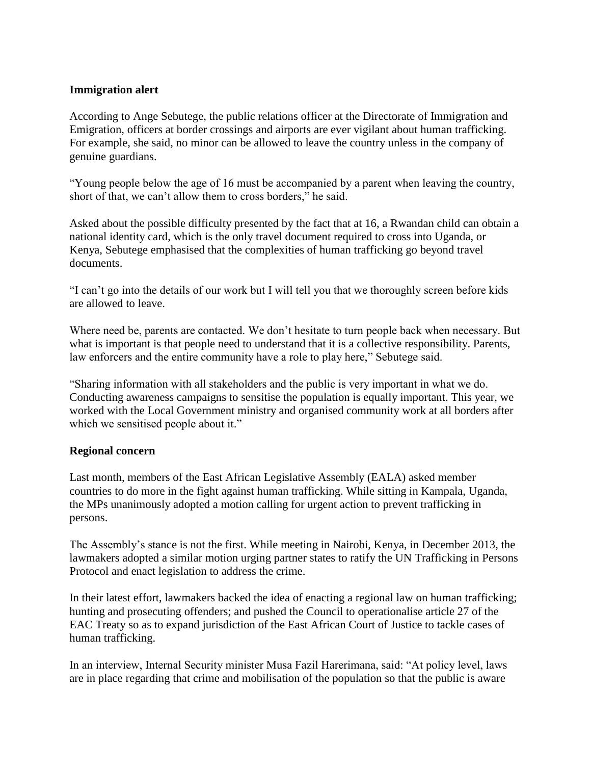**Immigration alert**

According to Ange Sebutege, the public relations officer at the Directorate of Immigration and Emigration, officers at border crossings and airports are ever vigilant about human trafficking. For example, she said, no minor can be allowed to leave the country unless in the company of genuine guardians.

"Young people below the age of 16 must be accompanied by a parent when leaving the country, short of that, we can't allow them to cross borders," he said.

Asked about the possible difficulty presented by the fact that at 16, a Rwandan child can obtain a national identity card, which is the only travel document required to cross into Uganda, or Kenya, Sebutege emphasised that the complexities of human trafficking go beyond travel documents.

"I can't go into the details of our work but I will tell you that we thoroughly screen before kids are allowed to leave.

Where need be, parents are contacted. We don't hesitate to turn people back when necessary. But what is important is that people need to understand that it is a collective responsibility. Parents, law enforcers and the entire community have a role to play here," Sebutege said.

"Sharing information with all stakeholders and the public is very important in what we do. Conducting awareness campaigns to sensitise the population is equally important. This year, we worked with the Local Government ministry and organised community work at all borders after which we sensitised people about it."

**Regional concern**

Last month, members of the East African Legislative Assembly (EALA) asked member countries to do more in the fight against human trafficking. While sitting in Kampala, Uganda, the MPs unanimously adopted a motion calling for urgent action to prevent trafficking in persons.

The Assembly's stance is not the first. While meeting in Nairobi, Kenya, in December 2013, the lawmakers adopted a similar motion urging partner states to ratify the UN Trafficking in Persons Protocol and enact legislation to address the crime.

In their latest effort, lawmakers backed the idea of enacting a regional law on human trafficking; hunting and prosecuting offenders; and pushed the Council to operationalise article 27 of the EAC Treaty so as to expand jurisdiction of the East African Court of Justice to tackle cases of human trafficking.

In an interview, Internal Security minister Musa Fazil Harerimana, said: "At policy level, laws are in place regarding that crime and mobilisation of the population so that the public is aware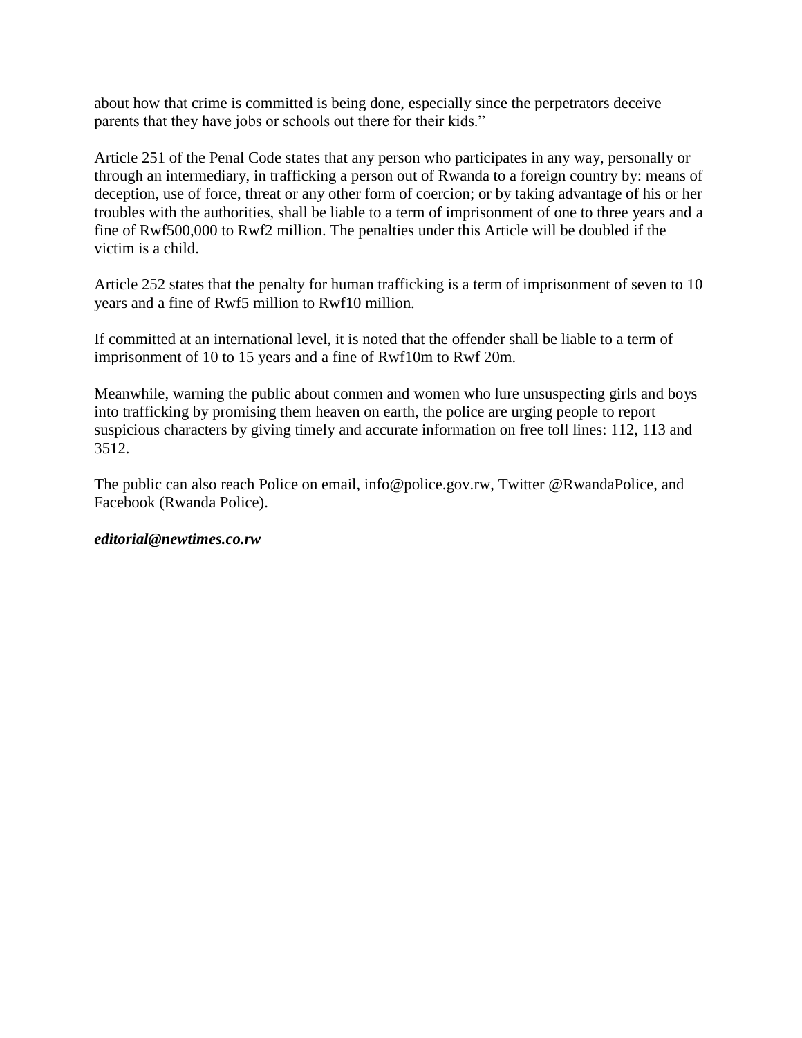about how that crime is committed is being done, especially since the perpetrators deceive parents that they have jobs or schools out there for their kids."

Article 251 of the Penal Code states that any person who participates in any way, personally or through an intermediary, in trafficking a person out of Rwanda to a foreign country by: means of deception, use of force, threat or any other form of coercion; or by taking advantage of his or her troubles with the authorities, shall be liable to a term of imprisonment of one to three years and a fine of Rwf500,000 to Rwf2 million. The penalties under this Article will be doubled if the victim is a child.

Article 252 states that the penalty for human trafficking is a term of imprisonment of seven to 10 years and a fine of Rwf5 million to Rwf10 million.

If committed at an international level, it is noted that the offender shall be liable to a term of imprisonment of 10 to 15 years and a fine of Rwf10m to Rwf 20m.

Meanwhile, warning the public about conmen and women who lure unsuspecting girls and boys into trafficking by promising them heaven on earth, the police are urging people to report suspicious characters by giving timely and accurate information on free toll lines: 112, 113 and 3512.

The public can also reach Police on email, info@police.gov.rw, Twitter @RwandaPolice, and Facebook (Rwanda Police).

***editorial@newtimes.co.rw***